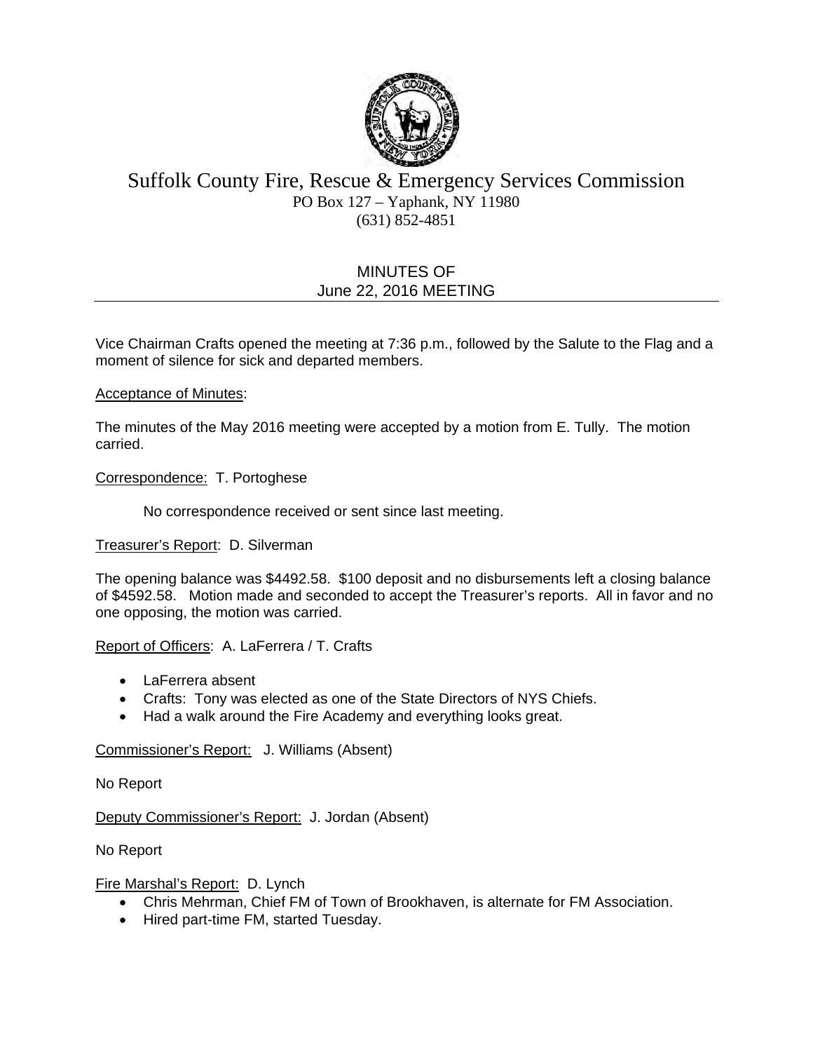# Suffolk County Fire, Rescue & Emergency Services Commission

PO Box 127 – Yaphank, NY 11980
(631) 852-4851

## MINUTES OF
## June 22, 2016 MEETING

---

Vice Chairman Crafts opened the meeting at 7:36 p.m., followed by the Salute to the Flag and a moment of silence for sick and departed members.

Acceptance of Minutes:

The minutes of the May 2016 meeting were accepted by a motion from E. Tully. The motion carried.

Correspondence: T. Portoghese

No correspondence received or sent since last meeting.

Treasurer's Report: D. Silverman

The opening balance was $4492.58. $100 deposit and no disbursements left a closing balance of $4592.58. Motion made and seconded to accept the Treasurer's reports. All in favor and no one opposing, the motion was carried.

Report of Officers: A. LaFerrera / T. Crafts

- LaFerrera absent
- Crafts: Tony was elected as one of the State Directors of NYS Chiefs.
- Had a walk around the Fire Academy and everything looks great.

Commissioner's Report: J. Williams (Absent)

No Report

Deputy Commissioner's Report: J. Jordan (Absent)

No Report

Fire Marshal's Report: D. Lynch

- Chris Mehrman, Chief FM of Town of Brookhaven, is alternate for FM Association.
- Hired part-time FM, started Tuesday.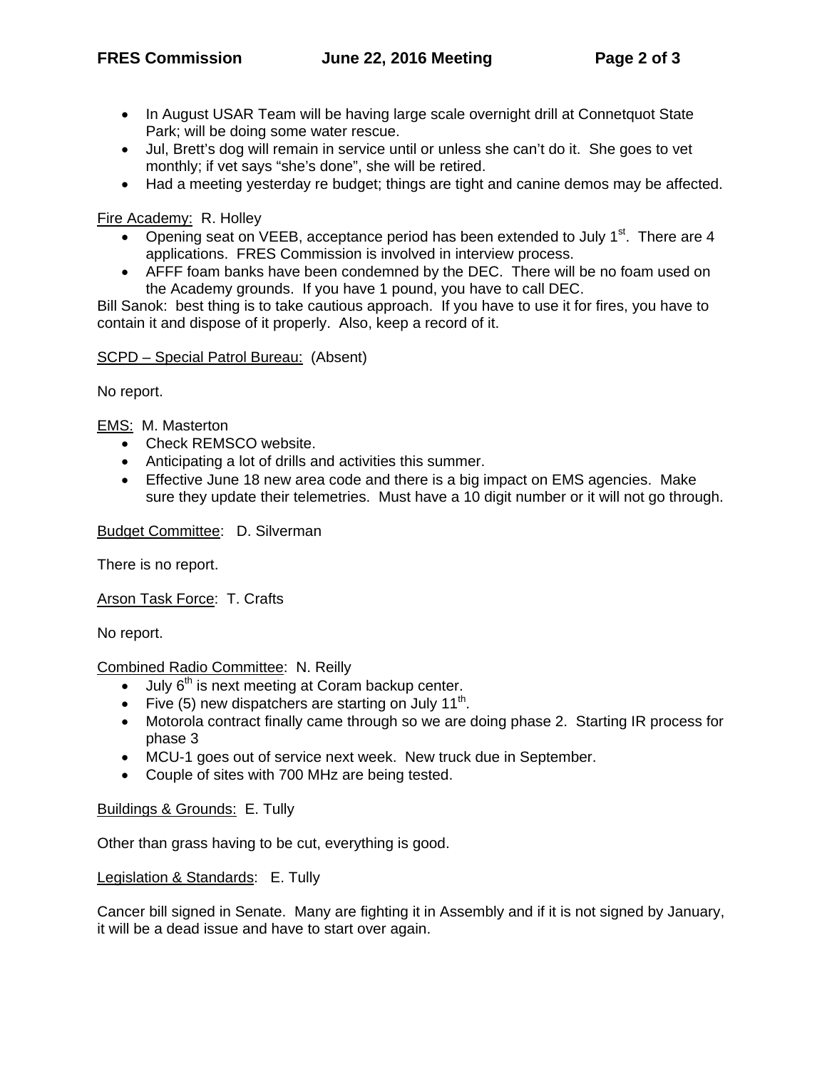- In August USAR Team will be having large scale overnight drill at Connetquot State Park; will be doing some water rescue.
- Jul, Brett's dog will remain in service until or unless she can't do it. She goes to vet monthly; if vet says "she's done", she will be retired.
- Had a meeting yesterday re budget; things are tight and canine demos may be affected.

Fire Academy: R. Holley

- Opening seat on VEEB, acceptance period has been extended to July 1st. There are 4 applications. FRES Commission is involved in interview process.
- AFFF foam banks have been condemned by the DEC. There will be no foam used on the Academy grounds. If you have 1 pound, you have to call DEC.

Bill Sanok: best thing is to take cautious approach. If you have to use it for fires, you have to contain it and dispose of it properly. Also, keep a record of it.

SCPD – Special Patrol Bureau: (Absent)

No report.

EMS: M. Masterton

- Check REMSCO website.
- Anticipating a lot of drills and activities this summer.
- Effective June 18 new area code and there is a big impact on EMS agencies. Make sure they update their telemetries. Must have a 10 digit number or it will not go through.

Budget Committee: D. Silverman

There is no report.

Arson Task Force: T. Crafts

No report.

Combined Radio Committee: N. Reilly

- July 6th is next meeting at Coram backup center.
- Five (5) new dispatchers are starting on July 11th.
- Motorola contract finally came through so we are doing phase 2. Starting IR process for phase 3
- MCU-1 goes out of service next week. New truck due in September.
- Couple of sites with 700 MHz are being tested.

Buildings & Grounds: E. Tully

Other than grass having to be cut, everything is good.

Legislation & Standards: E. Tully

Cancer bill signed in Senate. Many are fighting it in Assembly and if it is not signed by January, it will be a dead issue and have to start over again.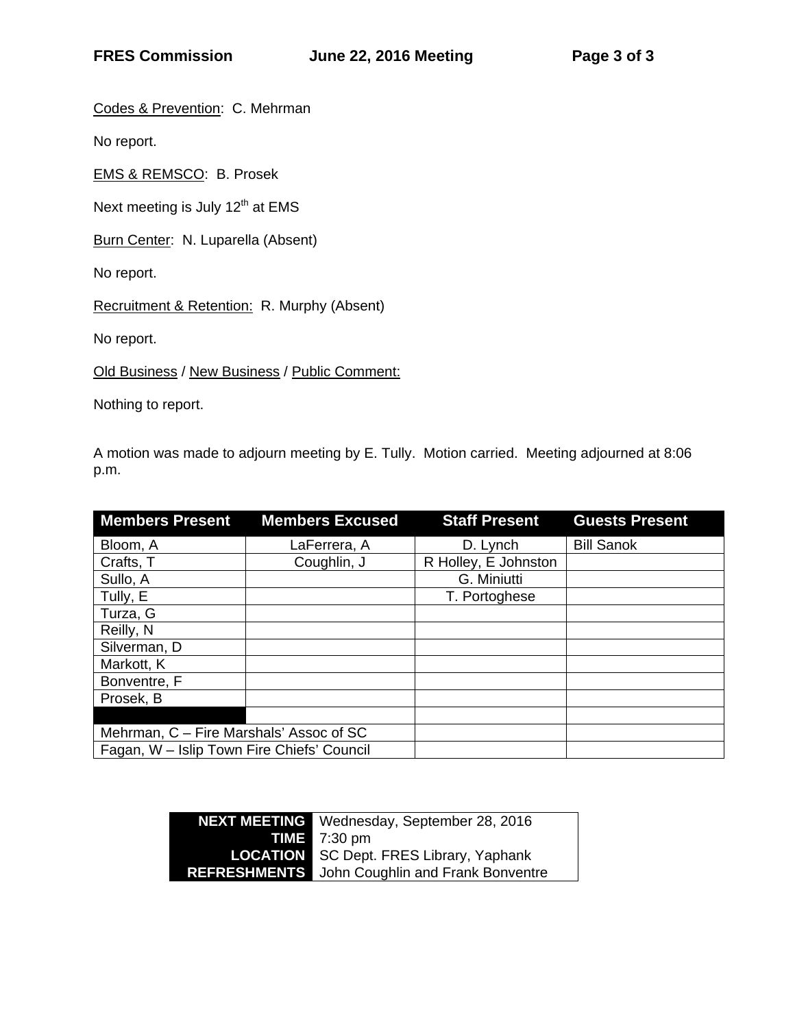Codes & Prevention: C. Mehrman

No report.

EMS & REMSCO: B. Prosek

Next meeting is July 12th at EMS

Burn Center: N. Luparella (Absent)

No report.

Recruitment & Retention: R. Murphy (Absent)

No report.

Old Business / New Business / Public Comment:

Nothing to report.

A motion was made to adjourn meeting by E. Tully. Motion carried. Meeting adjourned at 8:06 p.m.

| Members Present | Members Excused | Staff Present | Guests Present |
|---|---|---|---|
| Bloom, A | LaFerrera, A | D. Lynch | Bill Sanok |
| Crafts, T | Coughlin, J | R Holley, E Johnston | |
| Sullo, A | | G. Miniutti | |
| Tully, E | | T. Portoghese | |
| Turza, G | | | |
| Reilly, N | | | |
| Silverman, D | | | |
| Markott, K | | | |
| Bonventre, F | | | |
| Prosek, B | | | |
| | | | |
| Mehrman, C – Fire Marshals' Assoc of SC | | | |
| Fagan, W – Islip Town Fire Chiefs' Council | | | |

| | |
|---|---|
| **NEXT MEETING** | Wednesday, September 28, 2016 |
| **TIME** | 7:30 pm |
| **LOCATION** | SC Dept. FRES Library, Yaphank |
| **REFRESHMENTS** | John Coughlin and Frank Bonventre |